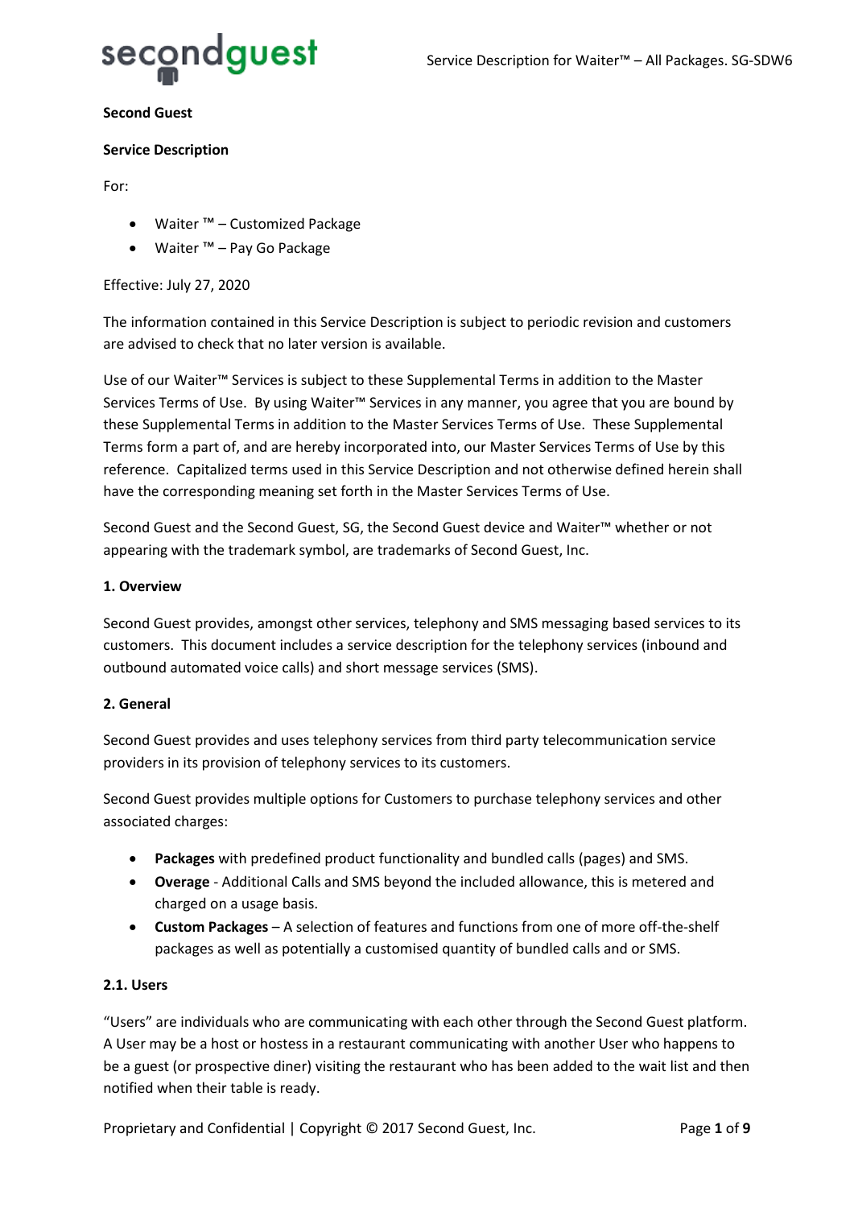**Second Guest**

**Service Description**

For:

- Waiter ™ – Customized Package
- Waiter ™ – Pay Go Package

Effective: July 27, 2020

The information contained in this Service Description is subject to periodic revision and customers are advised to check that no later version is available.

Use of our Waiter™ Services is subject to these Supplemental Terms in addition to the Master Services Terms of Use. By using Waiter™ Services in any manner, you agree that you are bound by these Supplemental Terms in addition to the Master Services Terms of Use. These Supplemental Terms form a part of, and are hereby incorporated into, our Master Services Terms of Use by this reference. Capitalized terms used in this Service Description and not otherwise defined herein shall have the corresponding meaning set forth in the Master Services Terms of Use.

Second Guest and the Second Guest, SG, the Second Guest device and Waiter™ whether or not appearing with the trademark symbol, are trademarks of Second Guest, Inc.

## 1. Overview

Second Guest provides, amongst other services, telephony and SMS messaging based services to its customers. This document includes a service description for the telephony services (inbound and outbound automated voice calls) and short message services (SMS).

## 2. General

Second Guest provides and uses telephony services from third party telecommunication service providers in its provision of telephony services to its customers.

Second Guest provides multiple options for Customers to purchase telephony services and other associated charges:

- **Packages** with predefined product functionality and bundled calls (pages) and SMS.
- **Overage** - Additional Calls and SMS beyond the included allowance, this is metered and charged on a usage basis.
- **Custom Packages** – A selection of features and functions from one of more off-the-shelf packages as well as potentially a customised quantity of bundled calls and or SMS.

### 2.1. Users

"Users" are individuals who are communicating with each other through the Second Guest platform. A User may be a host or hostess in a restaurant communicating with another User who happens to be a guest (or prospective diner) visiting the restaurant who has been added to the wait list and then notified when their table is ready.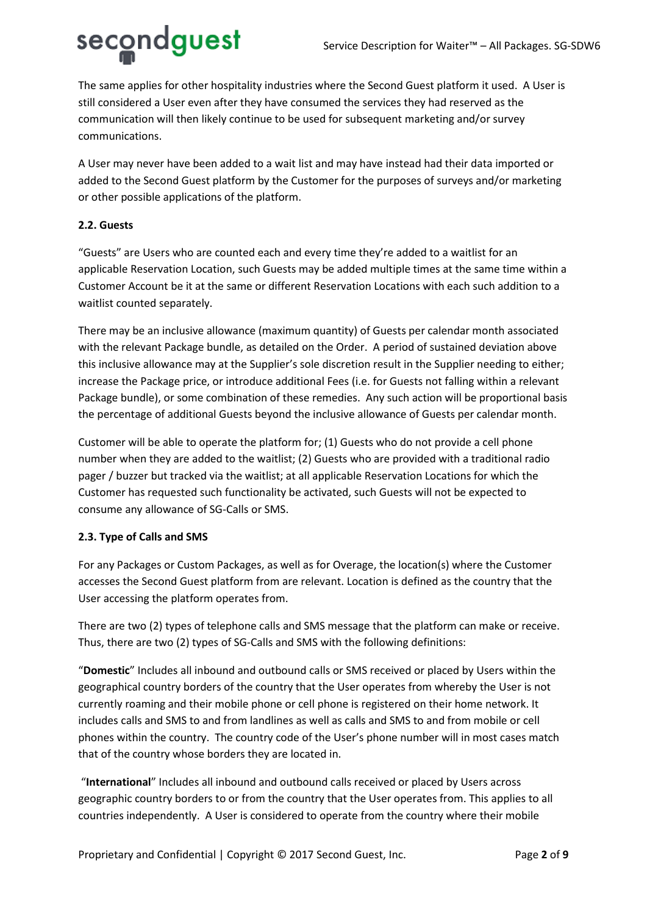The same applies for other hospitality industries where the Second Guest platform it used. A User is still considered a User even after they have consumed the services they had reserved as the communication will then likely continue to be used for subsequent marketing and/or survey communications.

A User may never have been added to a wait list and may have instead had their data imported or added to the Second Guest platform by the Customer for the purposes of surveys and/or marketing or other possible applications of the platform.

### 2.2. Guests

"Guests" are Users who are counted each and every time they're added to a waitlist for an applicable Reservation Location, such Guests may be added multiple times at the same time within a Customer Account be it at the same or different Reservation Locations with each such addition to a waitlist counted separately.

There may be an inclusive allowance (maximum quantity) of Guests per calendar month associated with the relevant Package bundle, as detailed on the Order. A period of sustained deviation above this inclusive allowance may at the Supplier's sole discretion result in the Supplier needing to either; increase the Package price, or introduce additional Fees (i.e. for Guests not falling within a relevant Package bundle), or some combination of these remedies. Any such action will be proportional basis the percentage of additional Guests beyond the inclusive allowance of Guests per calendar month.

Customer will be able to operate the platform for; (1) Guests who do not provide a cell phone number when they are added to the waitlist; (2) Guests who are provided with a traditional radio pager / buzzer but tracked via the waitlist; at all applicable Reservation Locations for which the Customer has requested such functionality be activated, such Guests will not be expected to consume any allowance of SG-Calls or SMS.

### 2.3. Type of Calls and SMS

For any Packages or Custom Packages, as well as for Overage, the location(s) where the Customer accesses the Second Guest platform from are relevant. Location is defined as the country that the User accessing the platform operates from.

There are two (2) types of telephone calls and SMS message that the platform can make or receive. Thus, there are two (2) types of SG-Calls and SMS with the following definitions:

"**Domestic**" Includes all inbound and outbound calls or SMS received or placed by Users within the geographical country borders of the country that the User operates from whereby the User is not currently roaming and their mobile phone or cell phone is registered on their home network. It includes calls and SMS to and from landlines as well as calls and SMS to and from mobile or cell phones within the country. The country code of the User's phone number will in most cases match that of the country whose borders they are located in.

"**International**" Includes all inbound and outbound calls received or placed by Users across geographic country borders to or from the country that the User operates from. This applies to all countries independently. A User is considered to operate from the country where their mobile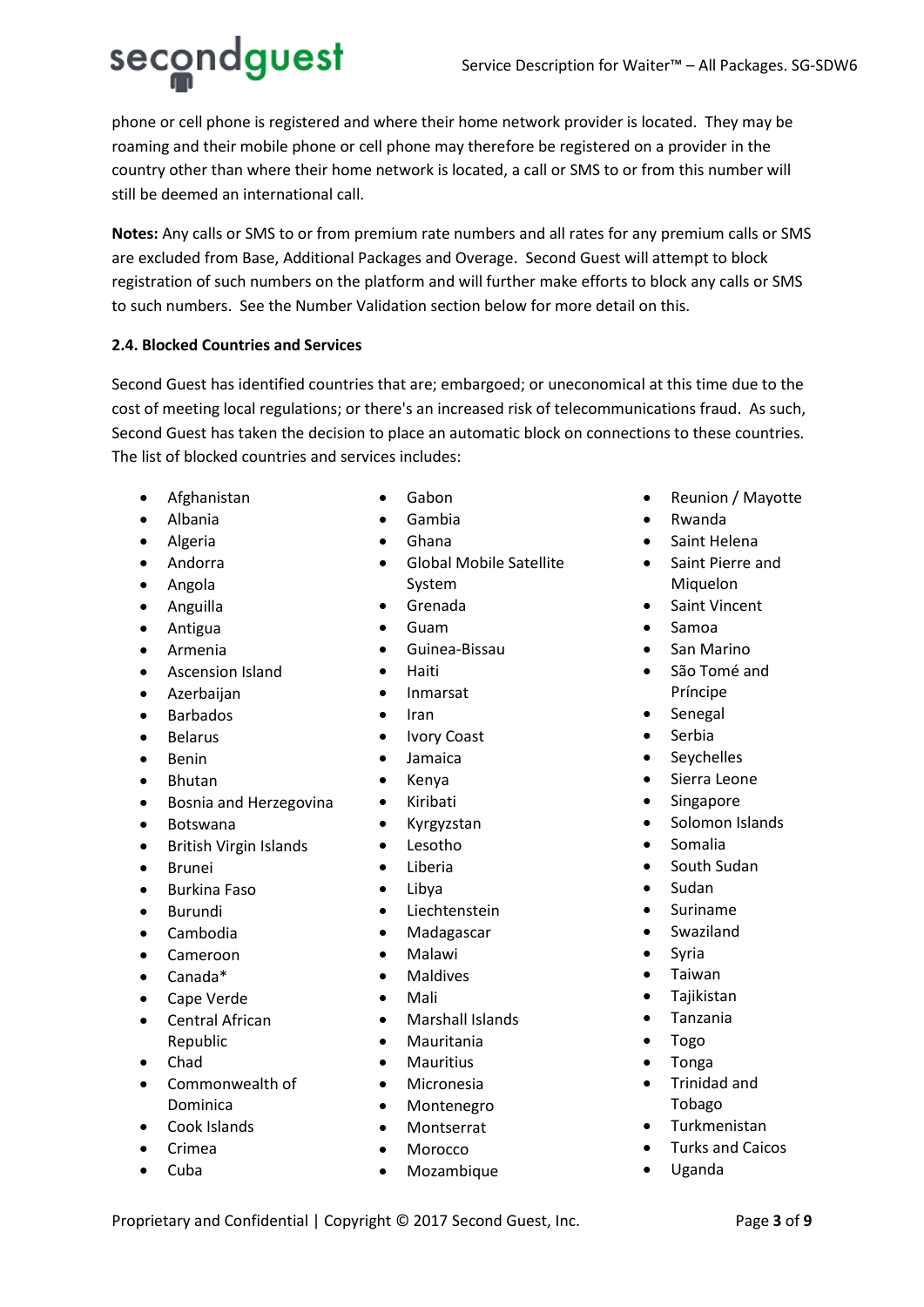phone or cell phone is registered and where their home network provider is located. They may be roaming and their mobile phone or cell phone may therefore be registered on a provider in the country other than where their home network is located, a call or SMS to or from this number will still be deemed an international call.

**Notes:** Any calls or SMS to or from premium rate numbers and all rates for any premium calls or SMS are excluded from Base, Additional Packages and Overage. Second Guest will attempt to block registration of such numbers on the platform and will further make efforts to block any calls or SMS to such numbers. See the Number Validation section below for more detail on this.

### 2.4. Blocked Countries and Services

Second Guest has identified countries that are; embargoed; or uneconomical at this time due to the cost of meeting local regulations; or there's an increased risk of telecommunications fraud. As such, Second Guest has taken the decision to place an automatic block on connections to these countries. The list of blocked countries and services includes:

- Afghanistan
- Albania
- Algeria
- Andorra
- Angola
- Anguilla
- Antigua
- Armenia
- Ascension Island
- Azerbaijan
- Barbados
- Belarus
- Benin
- Bhutan
- Bosnia and Herzegovina
- Botswana
- British Virgin Islands
- Brunei
- Burkina Faso
- Burundi
- Cambodia
- Cameroon
- Canada*
- Cape Verde
- Central African Republic
- Chad
- Commonwealth of Dominica
- Cook Islands
- Crimea
- Cuba
- Gabon
- Gambia
- Ghana
- Global Mobile Satellite System
- Grenada
- Guam
- Guinea-Bissau
- Haiti
- Inmarsat
- Iran
- Ivory Coast
- Jamaica
- Kenya
- Kiribati
- Kyrgyzstan
- Lesotho
- Liberia
- Libya
- Liechtenstein
- Madagascar
- Malawi
- Maldives
- Mali
- Marshall Islands
- Mauritania
- Mauritius
- Micronesia
- Montenegro
- Montserrat
- Morocco
- Mozambique
- Reunion / Mayotte
- Rwanda
- Saint Helena
- Saint Pierre and Miquelon
- Saint Vincent
- Samoa
- San Marino
- São Tomé and Príncipe
- Senegal
- Serbia
- Seychelles
- Sierra Leone
- Singapore
- Solomon Islands
- Somalia
- South Sudan
- Sudan
- Suriname
- Swaziland
- Syria
- Taiwan
- Tajikistan
- Tanzania
- Togo
- Tonga
- Trinidad and Tobago
- Turkmenistan
- Turks and Caicos
- Uganda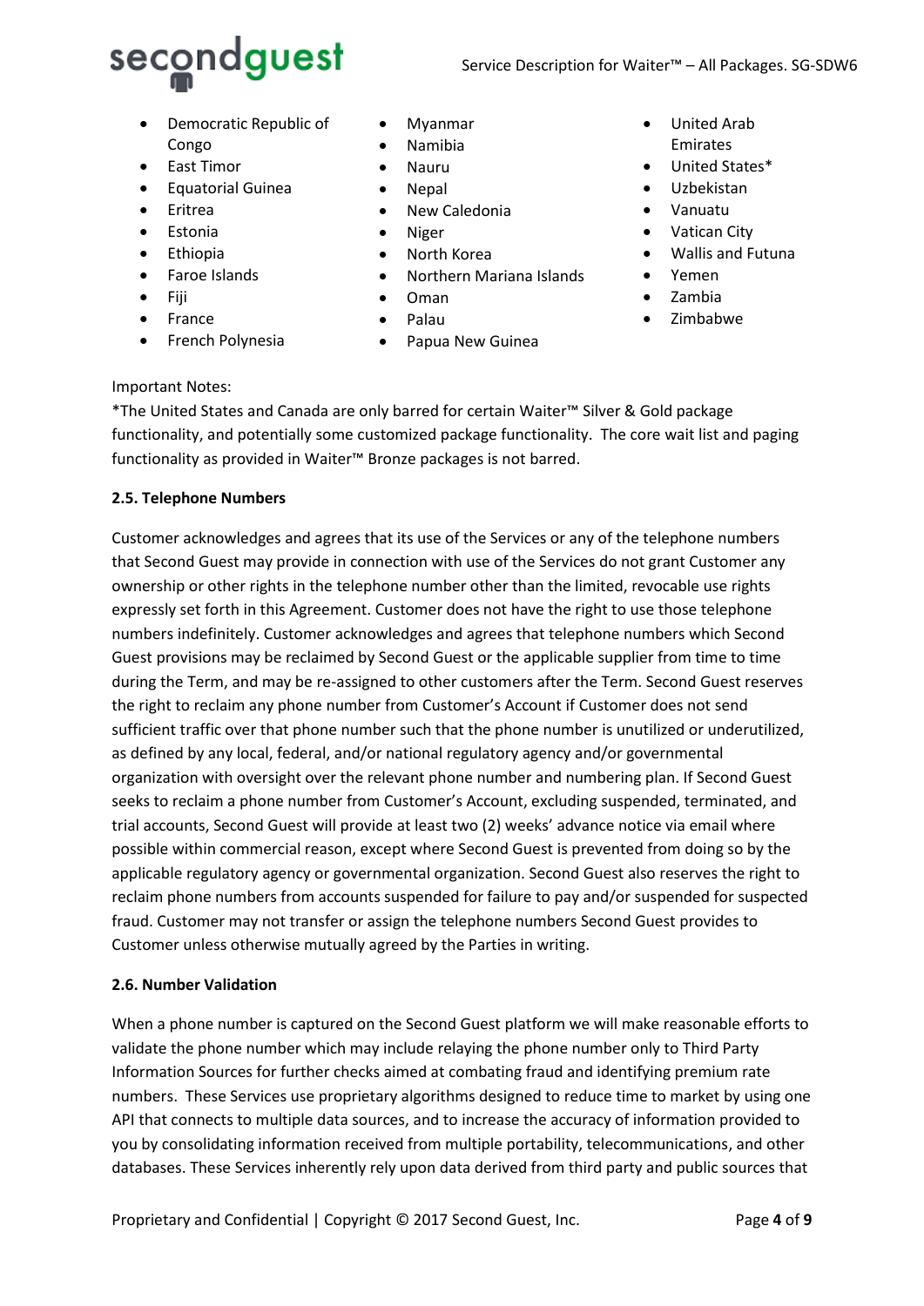- Democratic Republic of Congo
- East Timor
- Equatorial Guinea
- Eritrea
- Estonia
- Ethiopia
- Faroe Islands
- Fiji
- France
- French Polynesia
- Myanmar
- Namibia
- Nauru
- Nepal
- New Caledonia
- Niger
- North Korea
- Northern Mariana Islands
- Oman
- Palau
- Papua New Guinea
- United Arab Emirates
- United States*
- Uzbekistan
- Vanuatu
- Vatican City
- Wallis and Futuna
- Yemen
- Zambia
- Zimbabwe

Important Notes:
*The United States and Canada are only barred for certain Waiter™ Silver & Gold package functionality, and potentially some customized package functionality. The core wait list and paging functionality as provided in Waiter™ Bronze packages is not barred.

**2.5. Telephone Numbers**

Customer acknowledges and agrees that its use of the Services or any of the telephone numbers that Second Guest may provide in connection with use of the Services do not grant Customer any ownership or other rights in the telephone number other than the limited, revocable use rights expressly set forth in this Agreement. Customer does not have the right to use those telephone numbers indefinitely. Customer acknowledges and agrees that telephone numbers which Second Guest provisions may be reclaimed by Second Guest or the applicable supplier from time to time during the Term, and may be re-assigned to other customers after the Term. Second Guest reserves the right to reclaim any phone number from Customer's Account if Customer does not send sufficient traffic over that phone number such that the phone number is unutilized or underutilized, as defined by any local, federal, and/or national regulatory agency and/or governmental organization with oversight over the relevant phone number and numbering plan. If Second Guest seeks to reclaim a phone number from Customer's Account, excluding suspended, terminated, and trial accounts, Second Guest will provide at least two (2) weeks' advance notice via email where possible within commercial reason, except where Second Guest is prevented from doing so by the applicable regulatory agency or governmental organization. Second Guest also reserves the right to reclaim phone numbers from accounts suspended for failure to pay and/or suspended for suspected fraud. Customer may not transfer or assign the telephone numbers Second Guest provides to Customer unless otherwise mutually agreed by the Parties in writing.

**2.6. Number Validation**

When a phone number is captured on the Second Guest platform we will make reasonable efforts to validate the phone number which may include relaying the phone number only to Third Party Information Sources for further checks aimed at combating fraud and identifying premium rate numbers. These Services use proprietary algorithms designed to reduce time to market by using one API that connects to multiple data sources, and to increase the accuracy of information provided to you by consolidating information received from multiple portability, telecommunications, and other databases. These Services inherently rely upon data derived from third party and public sources that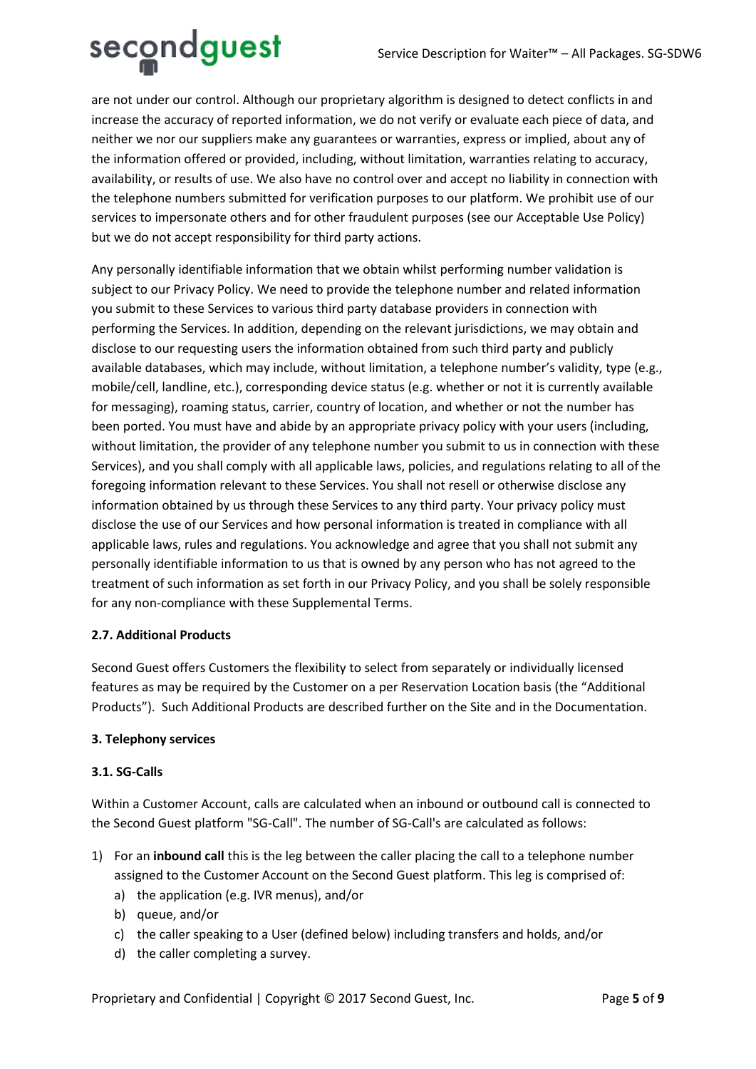are not under our control. Although our proprietary algorithm is designed to detect conflicts in and increase the accuracy of reported information, we do not verify or evaluate each piece of data, and neither we nor our suppliers make any guarantees or warranties, express or implied, about any of the information offered or provided, including, without limitation, warranties relating to accuracy, availability, or results of use. We also have no control over and accept no liability in connection with the telephone numbers submitted for verification purposes to our platform. We prohibit use of our services to impersonate others and for other fraudulent purposes (see our Acceptable Use Policy) but we do not accept responsibility for third party actions.

Any personally identifiable information that we obtain whilst performing number validation is subject to our Privacy Policy. We need to provide the telephone number and related information you submit to these Services to various third party database providers in connection with performing the Services. In addition, depending on the relevant jurisdictions, we may obtain and disclose to our requesting users the information obtained from such third party and publicly available databases, which may include, without limitation, a telephone number's validity, type (e.g., mobile/cell, landline, etc.), corresponding device status (e.g. whether or not it is currently available for messaging), roaming status, carrier, country of location, and whether or not the number has been ported. You must have and abide by an appropriate privacy policy with your users (including, without limitation, the provider of any telephone number you submit to us in connection with these Services), and you shall comply with all applicable laws, policies, and regulations relating to all of the foregoing information relevant to these Services. You shall not resell or otherwise disclose any information obtained by us through these Services to any third party. Your privacy policy must disclose the use of our Services and how personal information is treated in compliance with all applicable laws, rules and regulations. You acknowledge and agree that you shall not submit any personally identifiable information to us that is owned by any person who has not agreed to the treatment of such information as set forth in our Privacy Policy, and you shall be solely responsible for any non-compliance with these Supplemental Terms.

#### 2.7. Additional Products

Second Guest offers Customers the flexibility to select from separately or individually licensed features as may be required by the Customer on a per Reservation Location basis (the "Additional Products"). Such Additional Products are described further on the Site and in the Documentation.

### 3. Telephony services

#### 3.1. SG-Calls

Within a Customer Account, calls are calculated when an inbound or outbound call is connected to the Second Guest platform "SG-Call". The number of SG-Call's are calculated as follows:

1) For an **inbound call** this is the leg between the caller placing the call to a telephone number assigned to the Customer Account on the Second Guest platform. This leg is comprised of:
   a) the application (e.g. IVR menus), and/or
   b) queue, and/or
   c) the caller speaking to a User (defined below) including transfers and holds, and/or
   d) the caller completing a survey.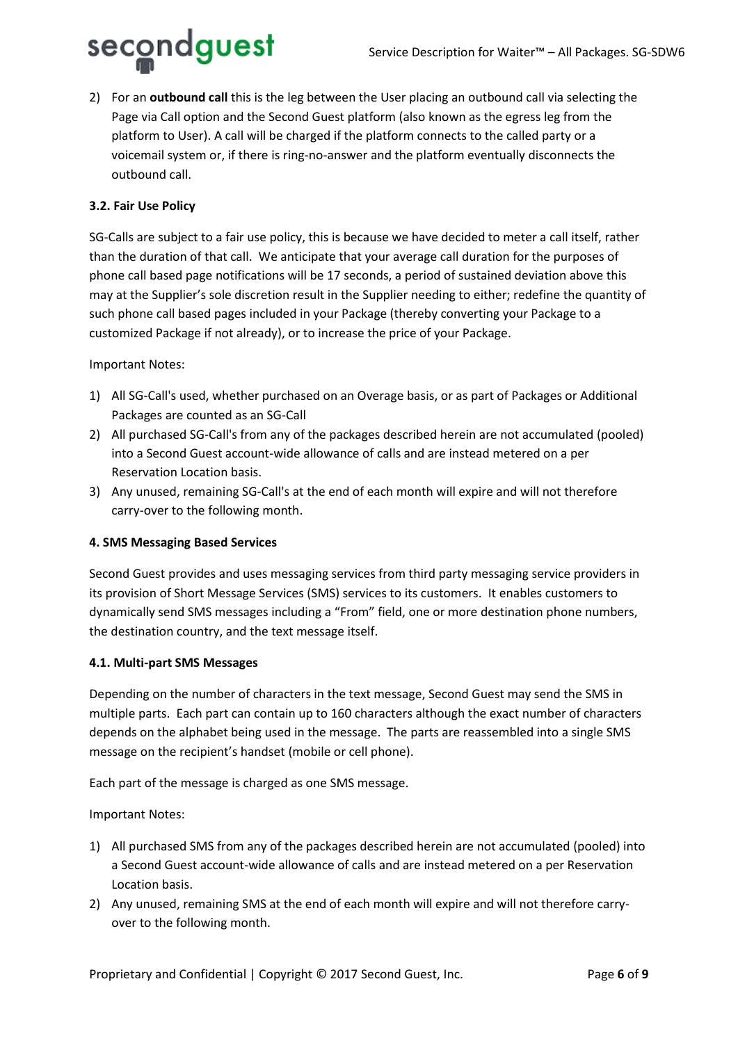2) For an **outbound call** this is the leg between the User placing an outbound call via selecting the Page via Call option and the Second Guest platform (also known as the egress leg from the platform to User). A call will be charged if the platform connects to the called party or a voicemail system or, if there is ring-no-answer and the platform eventually disconnects the outbound call.

### 3.2. Fair Use Policy

SG-Calls are subject to a fair use policy, this is because we have decided to meter a call itself, rather than the duration of that call. We anticipate that your average call duration for the purposes of phone call based page notifications will be 17 seconds, a period of sustained deviation above this may at the Supplier's sole discretion result in the Supplier needing to either; redefine the quantity of such phone call based pages included in your Package (thereby converting your Package to a customized Package if not already), or to increase the price of your Package.

Important Notes:

1) All SG-Call's used, whether purchased on an Overage basis, or as part of Packages or Additional Packages are counted as an SG-Call
2) All purchased SG-Call's from any of the packages described herein are not accumulated (pooled) into a Second Guest account-wide allowance of calls and are instead metered on a per Reservation Location basis.
3) Any unused, remaining SG-Call's at the end of each month will expire and will not therefore carry-over to the following month.

## 4. SMS Messaging Based Services

Second Guest provides and uses messaging services from third party messaging service providers in its provision of Short Message Services (SMS) services to its customers. It enables customers to dynamically send SMS messages including a "From" field, one or more destination phone numbers, the destination country, and the text message itself.

### 4.1. Multi-part SMS Messages

Depending on the number of characters in the text message, Second Guest may send the SMS in multiple parts. Each part can contain up to 160 characters although the exact number of characters depends on the alphabet being used in the message. The parts are reassembled into a single SMS message on the recipient's handset (mobile or cell phone).

Each part of the message is charged as one SMS message.

Important Notes:

1) All purchased SMS from any of the packages described herein are not accumulated (pooled) into a Second Guest account-wide allowance of calls and are instead metered on a per Reservation Location basis.
2) Any unused, remaining SMS at the end of each month will expire and will not therefore carry-over to the following month.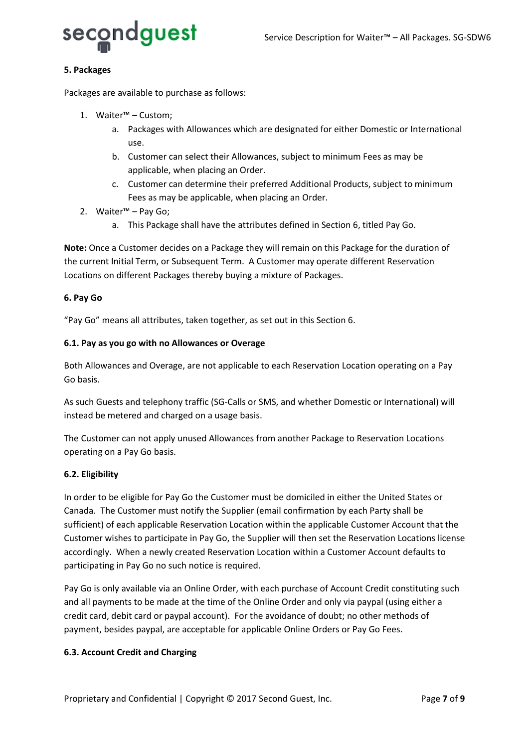**5. Packages**

Packages are available to purchase as follows:

1. Waiter™ – Custom;
    a. Packages with Allowances which are designated for either Domestic or International use.
    b. Customer can select their Allowances, subject to minimum Fees as may be applicable, when placing an Order.
    c. Customer can determine their preferred Additional Products, subject to minimum Fees as may be applicable, when placing an Order.
2. Waiter™ – Pay Go;
    a. This Package shall have the attributes defined in Section 6, titled Pay Go.

**Note:** Once a Customer decides on a Package they will remain on this Package for the duration of the current Initial Term, or Subsequent Term. A Customer may operate different Reservation Locations on different Packages thereby buying a mixture of Packages.

**6. Pay Go**

"Pay Go" means all attributes, taken together, as set out in this Section 6.

**6.1. Pay as you go with no Allowances or Overage**

Both Allowances and Overage, are not applicable to each Reservation Location operating on a Pay Go basis.

As such Guests and telephony traffic (SG-Calls or SMS, and whether Domestic or International) will instead be metered and charged on a usage basis.

The Customer can not apply unused Allowances from another Package to Reservation Locations operating on a Pay Go basis.

**6.2. Eligibility**

In order to be eligible for Pay Go the Customer must be domiciled in either the United States or Canada. The Customer must notify the Supplier (email confirmation by each Party shall be sufficient) of each applicable Reservation Location within the applicable Customer Account that the Customer wishes to participate in Pay Go, the Supplier will then set the Reservation Locations license accordingly. When a newly created Reservation Location within a Customer Account defaults to participating in Pay Go no such notice is required.

Pay Go is only available via an Online Order, with each purchase of Account Credit constituting such and all payments to be made at the time of the Online Order and only via paypal (using either a credit card, debit card or paypal account). For the avoidance of doubt; no other methods of payment, besides paypal, are acceptable for applicable Online Orders or Pay Go Fees.

**6.3. Account Credit and Charging**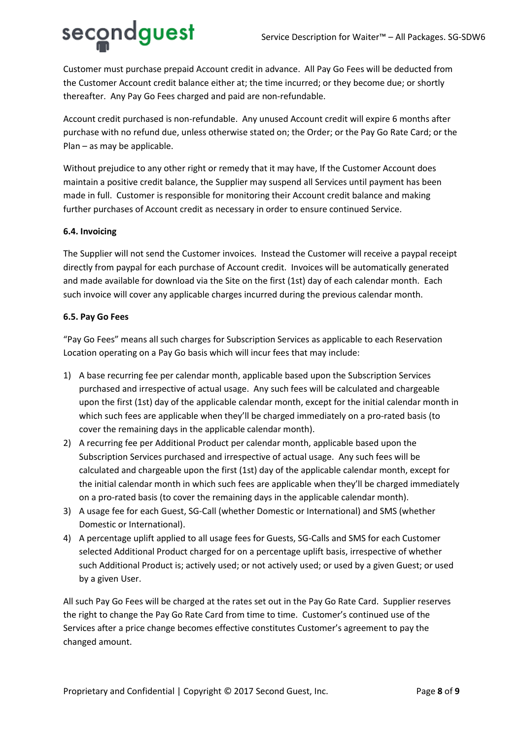Customer must purchase prepaid Account credit in advance. All Pay Go Fees will be deducted from the Customer Account credit balance either at; the time incurred; or they become due; or shortly thereafter. Any Pay Go Fees charged and paid are non-refundable.

Account credit purchased is non-refundable. Any unused Account credit will expire 6 months after purchase with no refund due, unless otherwise stated on; the Order; or the Pay Go Rate Card; or the Plan – as may be applicable.

Without prejudice to any other right or remedy that it may have, If the Customer Account does maintain a positive credit balance, the Supplier may suspend all Services until payment has been made in full. Customer is responsible for monitoring their Account credit balance and making further purchases of Account credit as necessary in order to ensure continued Service.

**6.4. Invoicing**

The Supplier will not send the Customer invoices. Instead the Customer will receive a paypal receipt directly from paypal for each purchase of Account credit. Invoices will be automatically generated and made available for download via the Site on the first (1st) day of each calendar month. Each such invoice will cover any applicable charges incurred during the previous calendar month.

**6.5. Pay Go Fees**

"Pay Go Fees" means all such charges for Subscription Services as applicable to each Reservation Location operating on a Pay Go basis which will incur fees that may include:

1) A base recurring fee per calendar month, applicable based upon the Subscription Services purchased and irrespective of actual usage. Any such fees will be calculated and chargeable upon the first (1st) day of the applicable calendar month, except for the initial calendar month in which such fees are applicable when they'll be charged immediately on a pro-rated basis (to cover the remaining days in the applicable calendar month).
2) A recurring fee per Additional Product per calendar month, applicable based upon the Subscription Services purchased and irrespective of actual usage. Any such fees will be calculated and chargeable upon the first (1st) day of the applicable calendar month, except for the initial calendar month in which such fees are applicable when they'll be charged immediately on a pro-rated basis (to cover the remaining days in the applicable calendar month).
3) A usage fee for each Guest, SG-Call (whether Domestic or International) and SMS (whether Domestic or International).
4) A percentage uplift applied to all usage fees for Guests, SG-Calls and SMS for each Customer selected Additional Product charged for on a percentage uplift basis, irrespective of whether such Additional Product is; actively used; or not actively used; or used by a given Guest; or used by a given User.

All such Pay Go Fees will be charged at the rates set out in the Pay Go Rate Card. Supplier reserves the right to change the Pay Go Rate Card from time to time. Customer's continued use of the Services after a price change becomes effective constitutes Customer's agreement to pay the changed amount.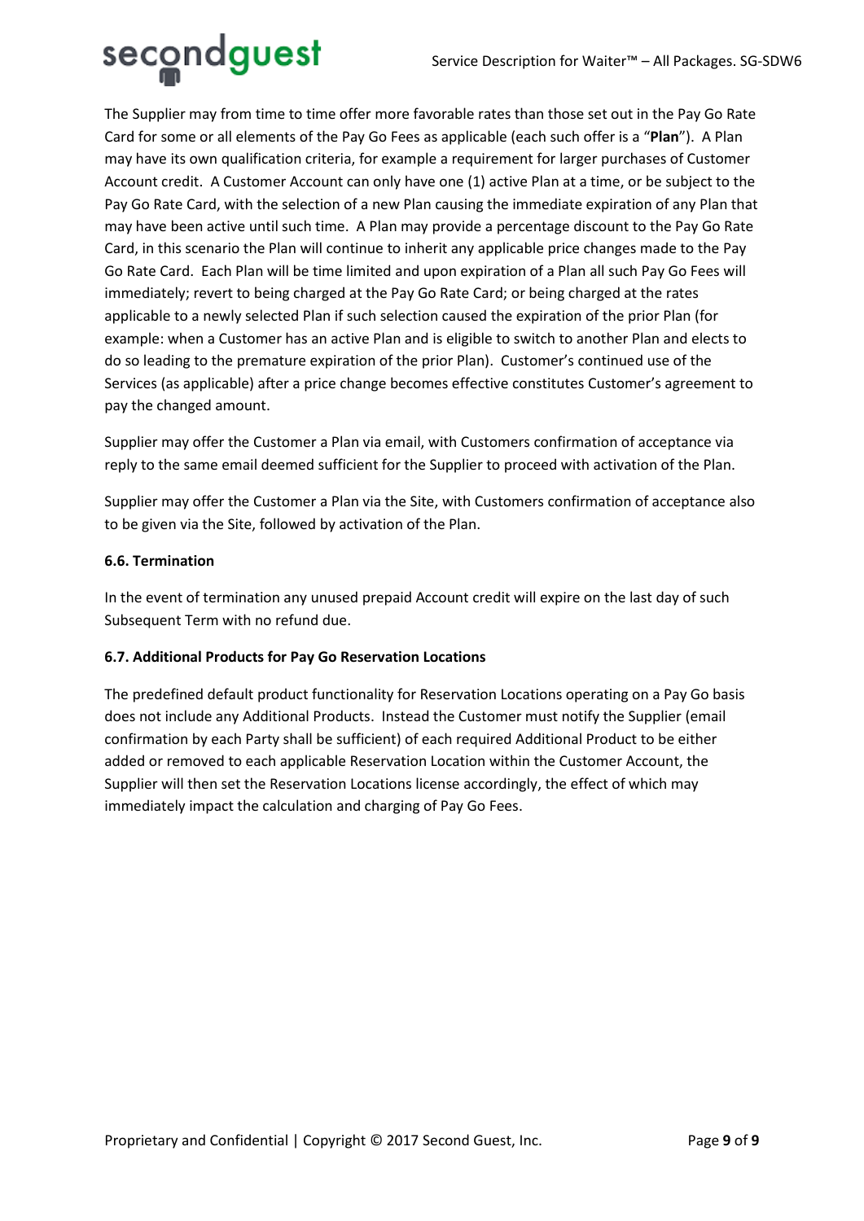The Supplier may from time to time offer more favorable rates than those set out in the Pay Go Rate Card for some or all elements of the Pay Go Fees as applicable (each such offer is a "**Plan**"). A Plan may have its own qualification criteria, for example a requirement for larger purchases of Customer Account credit. A Customer Account can only have one (1) active Plan at a time, or be subject to the Pay Go Rate Card, with the selection of a new Plan causing the immediate expiration of any Plan that may have been active until such time. A Plan may provide a percentage discount to the Pay Go Rate Card, in this scenario the Plan will continue to inherit any applicable price changes made to the Pay Go Rate Card. Each Plan will be time limited and upon expiration of a Plan all such Pay Go Fees will immediately; revert to being charged at the Pay Go Rate Card; or being charged at the rates applicable to a newly selected Plan if such selection caused the expiration of the prior Plan (for example: when a Customer has an active Plan and is eligible to switch to another Plan and elects to do so leading to the premature expiration of the prior Plan). Customer's continued use of the Services (as applicable) after a price change becomes effective constitutes Customer's agreement to pay the changed amount.

Supplier may offer the Customer a Plan via email, with Customers confirmation of acceptance via reply to the same email deemed sufficient for the Supplier to proceed with activation of the Plan.

Supplier may offer the Customer a Plan via the Site, with Customers confirmation of acceptance also to be given via the Site, followed by activation of the Plan.

**6.6. Termination**

In the event of termination any unused prepaid Account credit will expire on the last day of such Subsequent Term with no refund due.

**6.7. Additional Products for Pay Go Reservation Locations**

The predefined default product functionality for Reservation Locations operating on a Pay Go basis does not include any Additional Products. Instead the Customer must notify the Supplier (email confirmation by each Party shall be sufficient) of each required Additional Product to be either added or removed to each applicable Reservation Location within the Customer Account, the Supplier will then set the Reservation Locations license accordingly, the effect of which may immediately impact the calculation and charging of Pay Go Fees.